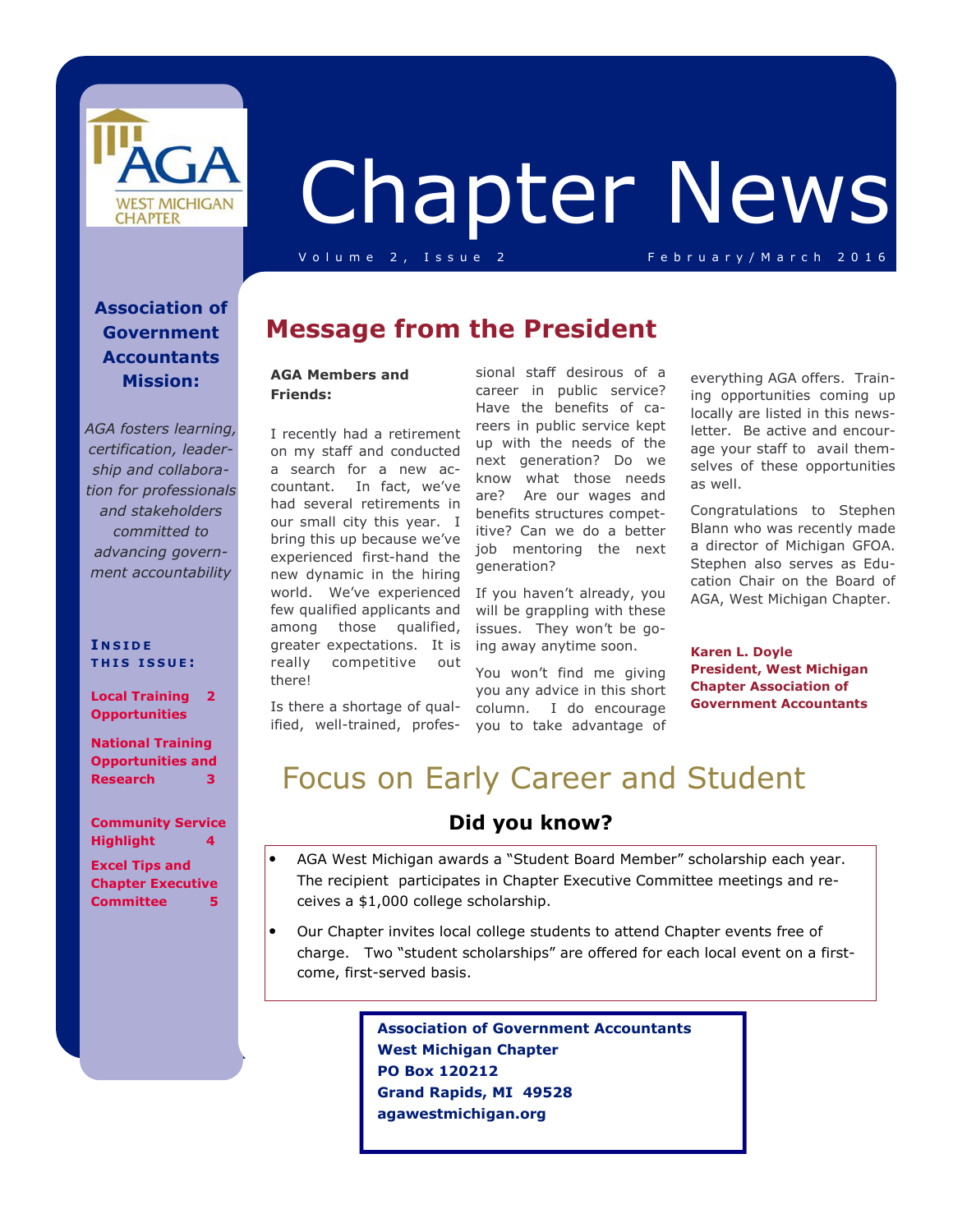AGA WEST MICHIGAN CHAPTER

# Chapter News

Volume 2, Issue 2 February/March 2016

**Association of Government Accountants Mission:**

*AGA fosters learning, certification, leadership and collaboration for professionals and stakeholders committed to advancing government accountability*

**INSIDE THIS ISSUE:**

- **Local Training Opportunities** 2
- **National Training Opportunities and Research** 3
- **Community Service Highlight** 4
- **Excel Tips and Chapter Executive Committee** 5

## Message from the President

**AGA Members and Friends:**

I recently had a retirement on my staff and conducted a search for a new accountant. In fact, we've had several retirements in our small city this year. I bring this up because we've experienced first-hand the new dynamic in the hiring world. We've experienced few qualified applicants and among those qualified, greater expectations. It is really competitive out there!

Is there a shortage of qualified, well-trained, professional staff desirous of a career in public service? Have the benefits of careers in public service kept up with the needs of the next generation? Do we know what those needs are? Are our wages and benefits structures competitive? Can we do a better job mentoring the next generation?

If you haven't already, you will be grappling with these issues. They won't be going away anytime soon.

You won't find me giving you any advice in this short column. I do encourage you to take advantage of everything AGA offers. Training opportunities coming up locally are listed in this newsletter. Be active and encourage your staff to avail themselves of these opportunities as well.

Congratulations to Stephen Blann who was recently made a director of Michigan GFOA. Stephen also serves as Education Chair on the Board of AGA, West Michigan Chapter.

**Karen L. Doyle**
**President, West Michigan Chapter Association of Government Accountants**

## Focus on Early Career and Student

### Did you know?

- AGA West Michigan awards a "Student Board Member" scholarship each year. The recipient participates in Chapter Executive Committee meetings and receives a $1,000 college scholarship.
- Our Chapter invites local college students to attend Chapter events free of charge. Two "student scholarships" are offered for each local event on a first-come, first-served basis.

**Association of Government Accountants**
**West Michigan Chapter**
**PO Box 120212**
**Grand Rapids, MI 49528**
**agawestmichigan.org**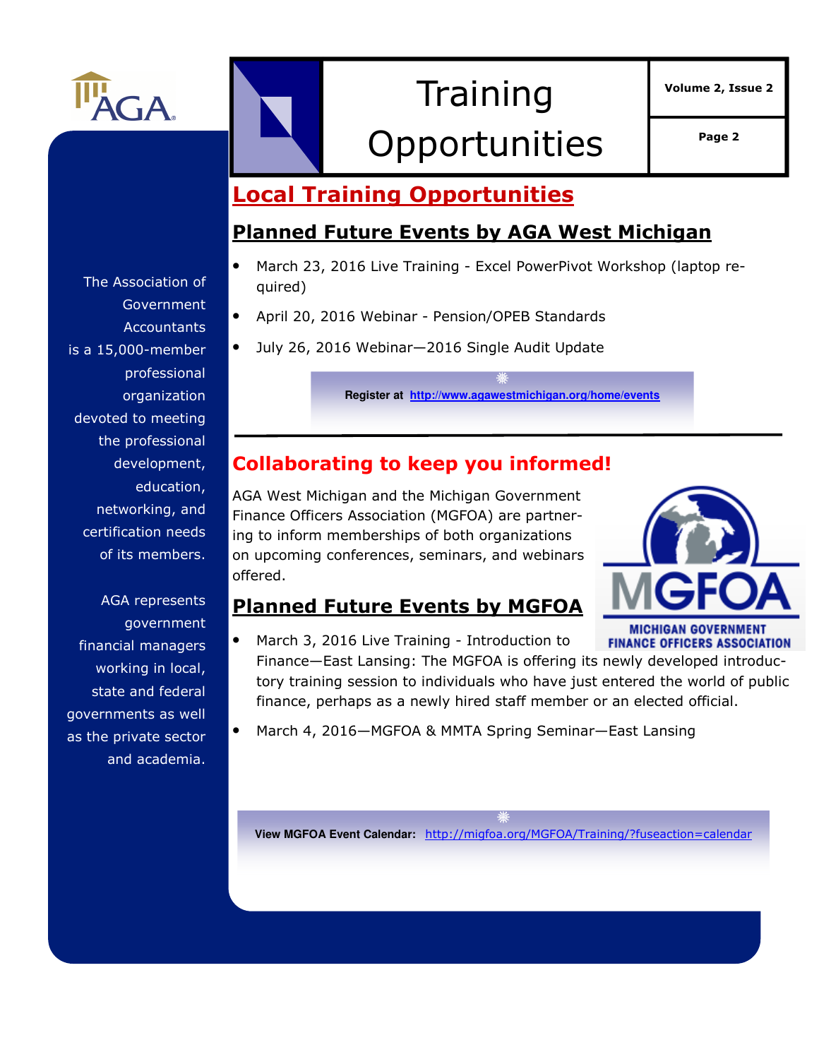# Training Opportunities

## Local Training Opportunities

### Planned Future Events by AGA West Michigan

- March 23, 2016 Live Training - Excel PowerPivot Workshop (laptop required)
- April 20, 2016 Webinar - Pension/OPEB Standards
- July 26, 2016 Webinar—2016 Single Audit Update

**Register at** http://www.agawestmichigan.org/home/events

## Collaborating to keep you informed!

AGA West Michigan and the Michigan Government Finance Officers Association (MGFOA) are partnering to inform memberships of both organizations on upcoming conferences, seminars, and webinars offered.

### Planned Future Events by MGFOA

- March 3, 2016 Live Training - Introduction to Finance—East Lansing: The MGFOA is offering its newly developed introductory training session to individuals who have just entered the world of public finance, perhaps as a newly hired staff member or an elected official.
- March 4, 2016—MGFOA & MMTA Spring Seminar—East Lansing

**View MGFOA Event Calendar:** http://migfoa.org/MGFOA/Training/?fuseaction=calendar

The Association of Government Accountants is a 15,000-member professional organization devoted to meeting the professional development, education, networking, and certification needs of its members.

AGA represents government financial managers working in local, state and federal governments as well as the private sector and academia.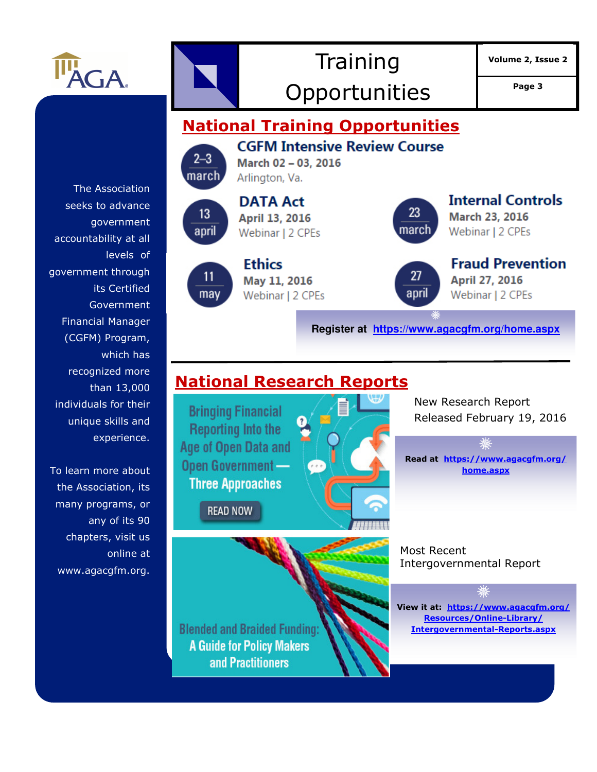# Training Opportunities

## National Training Opportunities

**CGFM Intensive Review Course**
March 02 – 03, 2016
Arlington, Va.

**DATA Act**
April 13, 2016
Webinar | 2 CPEs

**Internal Controls**
March 23, 2016
Webinar | 2 CPEs

**Ethics**
May 11, 2016
Webinar | 2 CPEs

**Fraud Prevention**
April 27, 2016
Webinar | 2 CPEs

**Register at** https://www.agacgfm.org/home.aspx

## National Research Reports

Bringing Financial Reporting Into the Age of Open Data and Open Government — Three Approaches

READ NOW

New Research Report
Released February 19, 2016

**Read at** https://www.agacgfm.org/home.aspx

Blended and Braided Funding: A Guide for Policy Makers and Practitioners

Most Recent Intergovernmental Report

**View it at:** https://www.agacgfm.org/Resources/Online-Library/Intergovernmental-Reports.aspx

The Association seeks to advance government accountability at all levels of government through its Certified Government Financial Manager (CGFM) Program, which has recognized more than 13,000 individuals for their unique skills and experience.

To learn more about the Association, its many programs, or any of its 90 chapters, visit us online at www.agacgfm.org.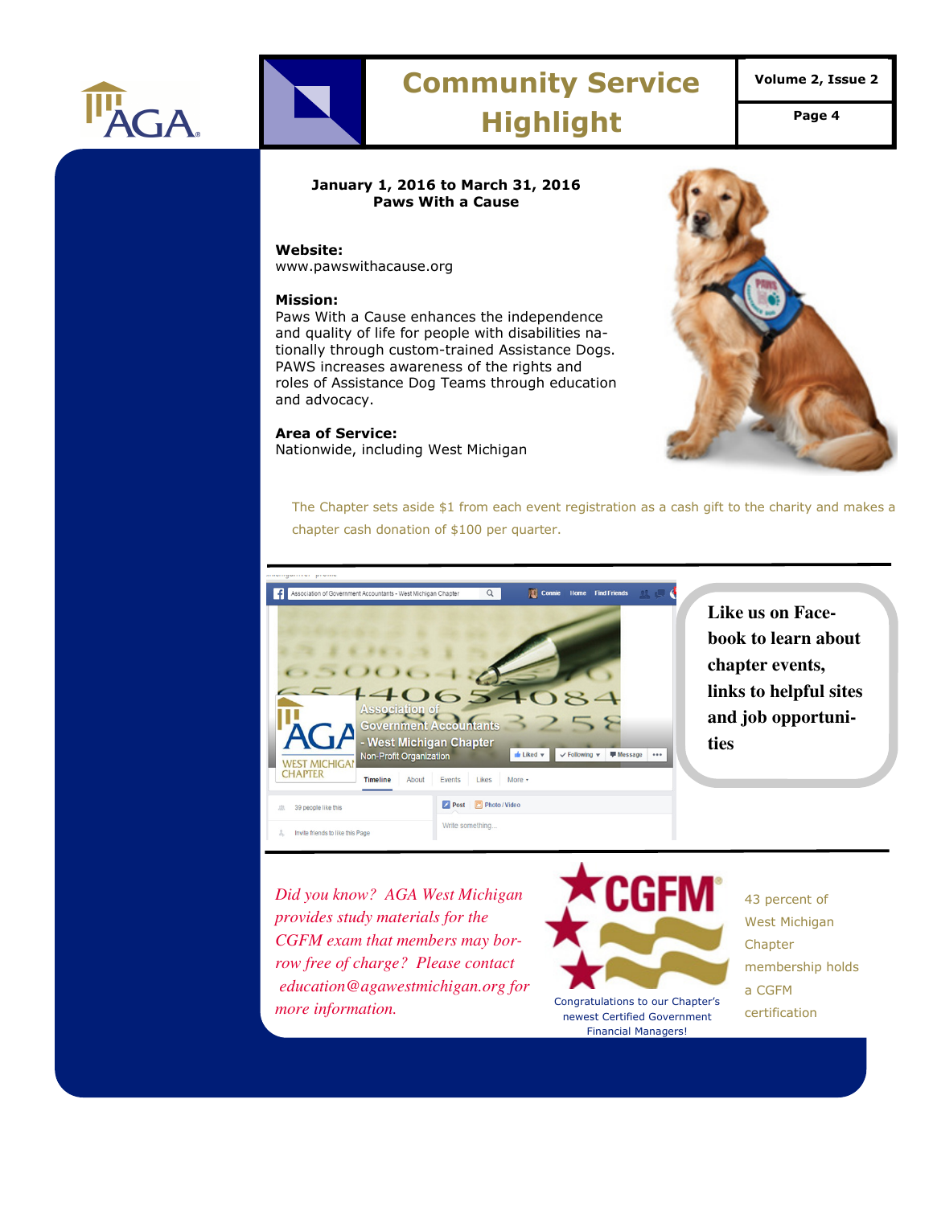# Community Service Highlight

**January 1, 2016 to March 31, 2016**
**Paws With a Cause**

**Website:**
www.pawswithacause.org

**Mission:**
Paws With a Cause enhances the independence and quality of life for people with disabilities nationally through custom-trained Assistance Dogs. PAWS increases awareness of the rights and roles of Assistance Dog Teams through education and advocacy.

**Area of Service:**
Nationwide, including West Michigan

The Chapter sets aside $1 from each event registration as a cash gift to the charity and makes a chapter cash donation of $100 per quarter.

**Like us on Facebook to learn about chapter events, links to helpful sites and job opportunities**

*Did you know? AGA West Michigan provides study materials for the CGFM exam that members may borrow free of charge? Please contact education@agawestmichigan.org for more information.*

Congratulations to our Chapter's newest Certified Government Financial Managers!

43 percent of West Michigan Chapter membership holds a CGFM certification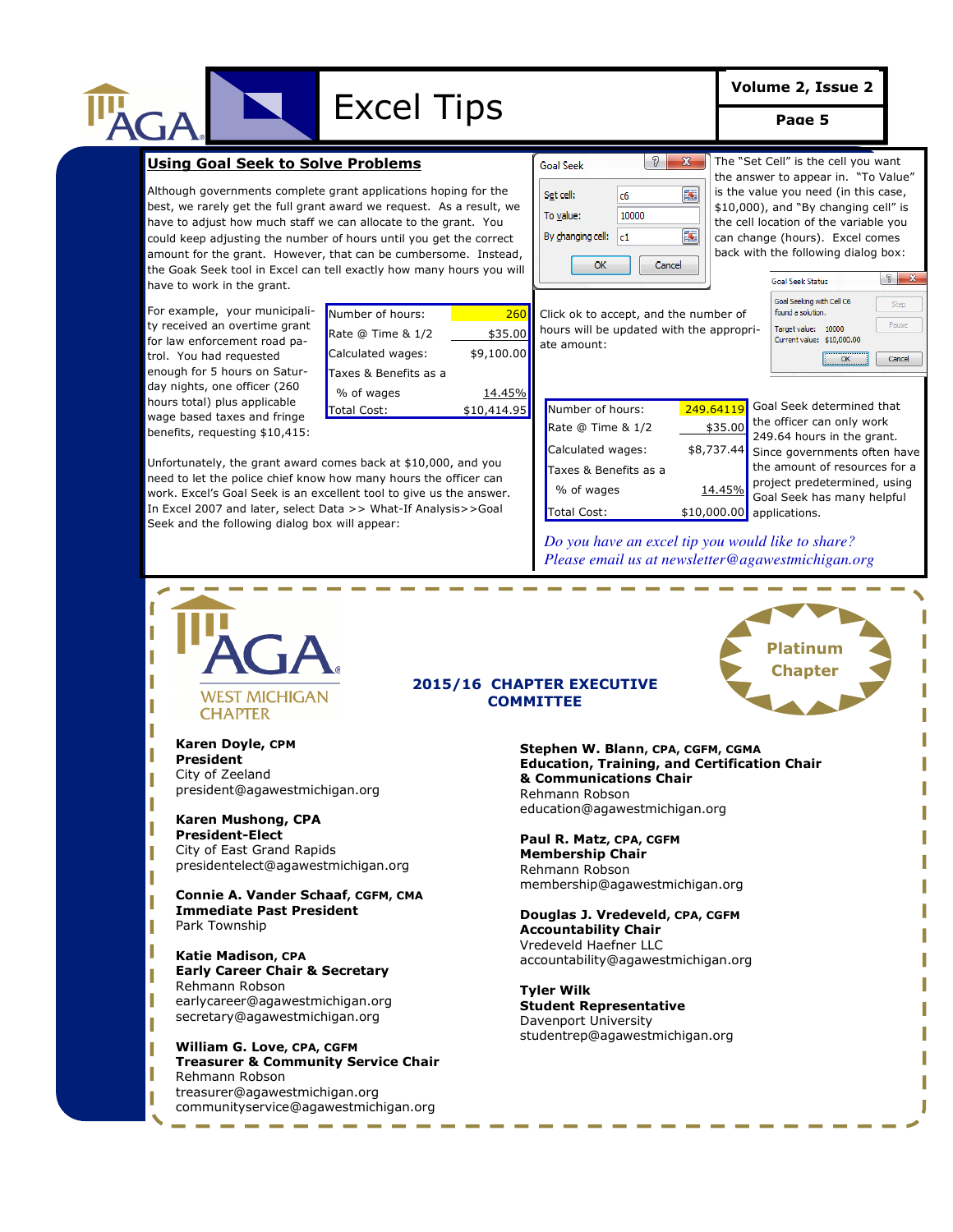# Excel Tips

## Using Goal Seek to Solve Problems

Although governments complete grant applications hoping for the best, we rarely get the full grant award we request. As a result, we have to adjust how much staff we can allocate to the grant. You could keep adjusting the number of hours until you get the correct amount for the grant. However, that can be cumbersome. Instead, the Goak Seek tool in Excel can tell exactly how many hours you will have to work in the grant.

For example, your municipality received an overtime grant for law enforcement road patrol. You had requested enough for 5 hours on Saturday nights, one officer (260 hours total) plus applicable wage based taxes and fringe benefits, requesting $10,415:

| | |
|---|---|
| Number of hours: | 260 |
| Rate @ Time & 1/2 | $35.00 |
| Calculated wages: | $9,100.00 |
| Taxes & Benefits as a % of wages | 14.45% |
| Total Cost: | $10,414.95 |

Unfortunately, the grant award comes back at $10,000, and you need to let the police chief know how many hours the officer can work. Excel's Goal Seek is an excellent tool to give us the answer. In Excel 2007 and later, select Data >> What-If Analysis>>Goal Seek and the following dialog box will appear:

Goal Seek

Set cell: c6
To value: 10000
By changing cell: c1

OK | Cancel

The "Set Cell" is the cell you want the answer to appear in. "To Value" is the value you need (in this case, $10,000), and "By changing cell" is the cell location of the variable you can change (hours). Excel comes back with the following dialog box:

Goal Seek Status

Goal Seeking with Cell C6 found a solution.

Target value: 10000
Current value: $10,000.00

OK | Cancel

Click ok to accept, and the number of hours will be updated with the appropriate amount:

| | |
|---|---|
| Number of hours: | 249.64119 |
| Rate @ Time & 1/2 | $35.00 |
| Calculated wages: | $8,737.44 |
| Taxes & Benefits as a % of wages | 14.45% |
| Total Cost: | $10,000.00 |

Goal Seek determined that the officer can only work 249.64 hours in the grant. Since governments often have the amount of resources for a project predetermined, using Goal Seek has many helpful applications.

*Do you have an excel tip you would like to share? Please email us at newsletter@agawestmichigan.org*

---

AGA West Michigan Chapter

Platinum Chapter

## 2015/16 CHAPTER EXECUTIVE COMMITTEE

**Karen Doyle, CPM**
**President**
City of Zeeland
president@agawestmichigan.org

**Karen Mushong, CPA**
**President-Elect**
City of East Grand Rapids
presidentelect@agawestmichigan.org

**Connie A. Vander Schaaf, CGFM, CMA**
**Immediate Past President**
Park Township

**Katie Madison, CPA**
**Early Career Chair & Secretary**
Rehmann Robson
earlycareer@agawestmichigan.org
secretary@agawestmichigan.org

**William G. Love, CPA, CGFM**
**Treasurer & Community Service Chair**
Rehmann Robson
treasurer@agawestmichigan.org
communityservice@agawestmichigan.org

**Stephen W. Blann, CPA, CGFM, CGMA**
**Education, Training, and Certification Chair & Communications Chair**
Rehmann Robson
education@agawestmichigan.org

**Paul R. Matz, CPA, CGFM**
**Membership Chair**
Rehmann Robson
membership@agawestmichigan.org

**Douglas J. Vredeveld, CPA, CGFM**
**Accountability Chair**
Vredeveld Haefner LLC
accountability@agawestmichigan.org

**Tyler Wilk**
**Student Representative**
Davenport University
studentrep@agawestmichigan.org